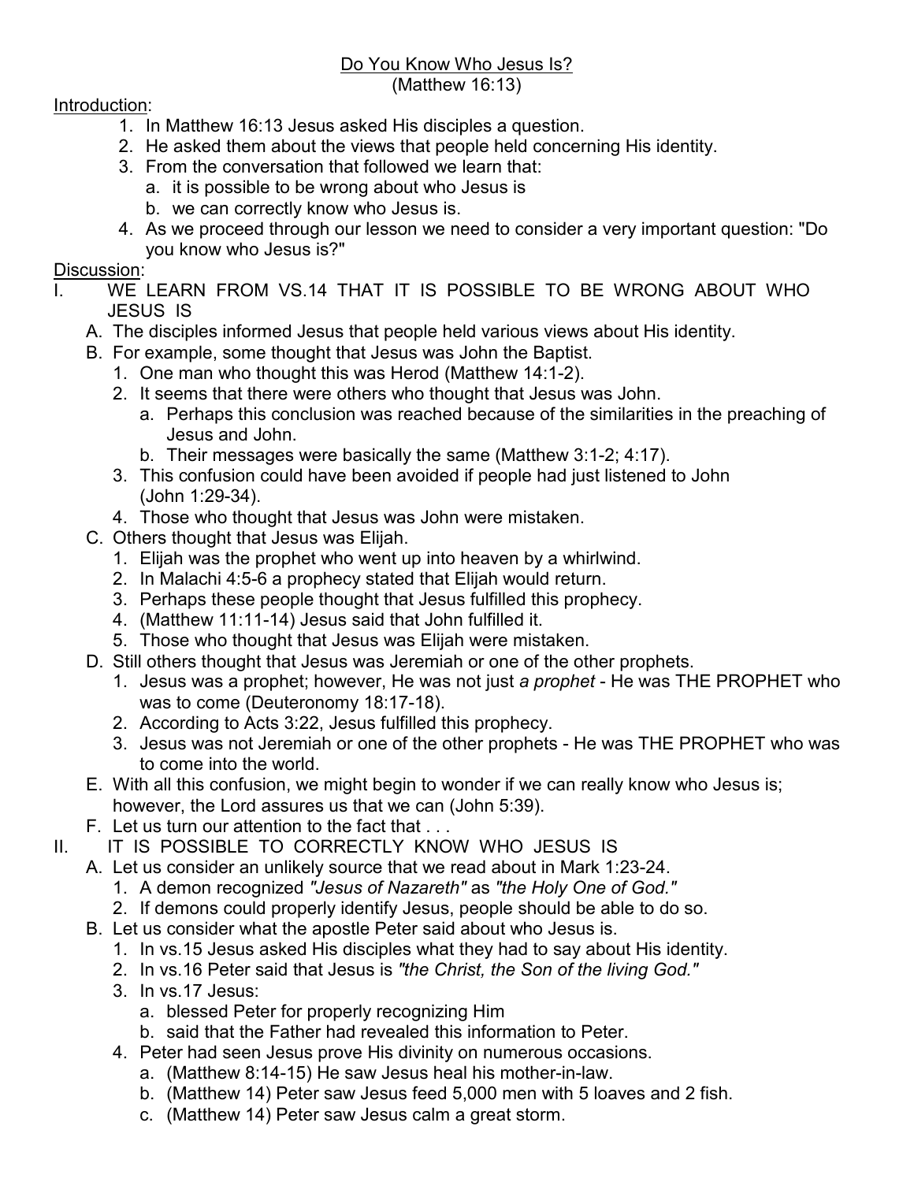# Do You Know Who Jesus Is?
(Matthew 16:13)

Introduction:

1. In Matthew 16:13 Jesus asked His disciples a question.
2. He asked them about the views that people held concerning His identity.
3. From the conversation that followed we learn that:
   a. it is possible to be wrong about who Jesus is
   b. we can correctly know who Jesus is.
4. As we proceed through our lesson we need to consider a very important question: "Do you know who Jesus is?"

Discussion:

I. WE LEARN FROM VS.14 THAT IT IS POSSIBLE TO BE WRONG ABOUT WHO JESUS IS
   A. The disciples informed Jesus that people held various views about His identity.
   B. For example, some thought that Jesus was John the Baptist.
      1. One man who thought this was Herod (Matthew 14:1-2).
      2. It seems that there were others who thought that Jesus was John.
         a. Perhaps this conclusion was reached because of the similarities in the preaching of Jesus and John.
         b. Their messages were basically the same (Matthew 3:1-2; 4:17).
      3. This confusion could have been avoided if people had just listened to John (John 1:29-34).
      4. Those who thought that Jesus was John were mistaken.
   C. Others thought that Jesus was Elijah.
      1. Elijah was the prophet who went up into heaven by a whirlwind.
      2. In Malachi 4:5-6 a prophecy stated that Elijah would return.
      3. Perhaps these people thought that Jesus fulfilled this prophecy.
      4. (Matthew 11:11-14) Jesus said that John fulfilled it.
      5. Those who thought that Jesus was Elijah were mistaken.
   D. Still others thought that Jesus was Jeremiah or one of the other prophets.
      1. Jesus was a prophet; however, He was not just *a prophet* - He was THE PROPHET who was to come (Deuteronomy 18:17-18).
      2. According to Acts 3:22, Jesus fulfilled this prophecy.
      3. Jesus was not Jeremiah or one of the other prophets - He was THE PROPHET who was to come into the world.
   E. With all this confusion, we might begin to wonder if we can really know who Jesus is; however, the Lord assures us that we can (John 5:39).
   F. Let us turn our attention to the fact that . . .

II. IT IS POSSIBLE TO CORRECTLY KNOW WHO JESUS IS
   A. Let us consider an unlikely source that we read about in Mark 1:23-24.
      1. A demon recognized *"Jesus of Nazareth"* as *"the Holy One of God."*
      2. If demons could properly identify Jesus, people should be able to do so.
   B. Let us consider what the apostle Peter said about who Jesus is.
      1. In vs.15 Jesus asked His disciples what they had to say about His identity.
      2. In vs.16 Peter said that Jesus is *"the Christ, the Son of the living God."*
      3. In vs.17 Jesus:
         a. blessed Peter for properly recognizing Him
         b. said that the Father had revealed this information to Peter.
      4. Peter had seen Jesus prove His divinity on numerous occasions.
         a. (Matthew 8:14-15) He saw Jesus heal his mother-in-law.
         b. (Matthew 14) Peter saw Jesus feed 5,000 men with 5 loaves and 2 fish.
         c. (Matthew 14) Peter saw Jesus calm a great storm.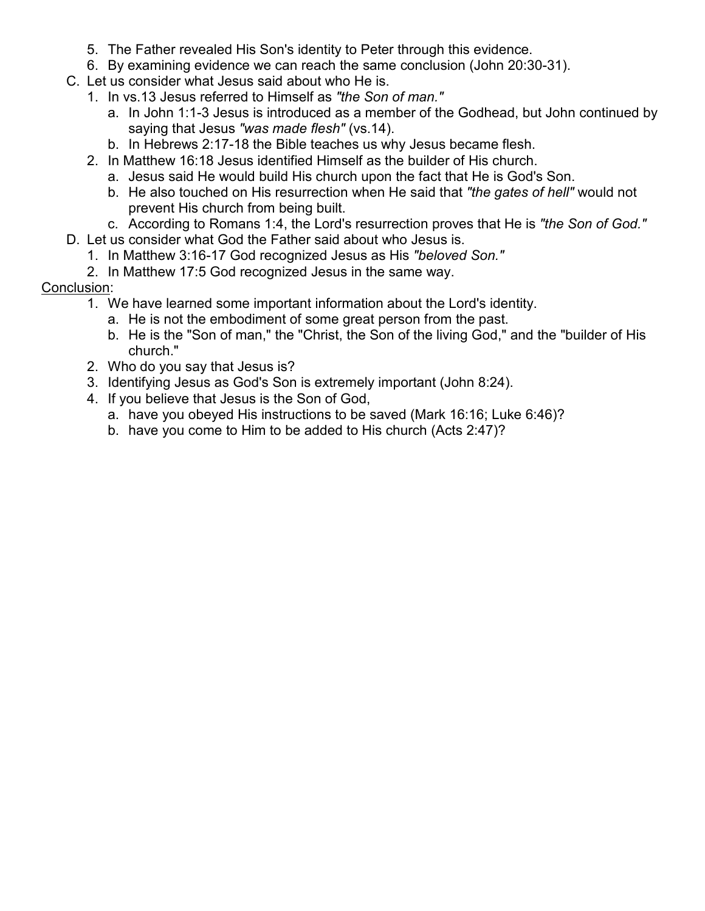5. The Father revealed His Son's identity to Peter through this evidence.
6. By examining evidence we can reach the same conclusion (John 20:30-31).

C. Let us consider what Jesus said about who He is.
   1. In vs.13 Jesus referred to Himself as *"the Son of man."*
      a. In John 1:1-3 Jesus is introduced as a member of the Godhead, but John continued by saying that Jesus *"was made flesh"* (vs.14).
      b. In Hebrews 2:17-18 the Bible teaches us why Jesus became flesh.
   2. In Matthew 16:18 Jesus identified Himself as the builder of His church.
      a. Jesus said He would build His church upon the fact that He is God's Son.
      b. He also touched on His resurrection when He said that *"the gates of hell"* would not prevent His church from being built.
      c. According to Romans 1:4, the Lord's resurrection proves that He is *"the Son of God."*

D. Let us consider what God the Father said about who Jesus is.
   1. In Matthew 3:16-17 God recognized Jesus as His *"beloved Son."*
   2. In Matthew 17:5 God recognized Jesus in the same way.

<u>Conclusion</u>:

1. We have learned some important information about the Lord's identity.
   a. He is not the embodiment of some great person from the past.
   b. He is the "Son of man," the "Christ, the Son of the living God," and the "builder of His church."
2. Who do you say that Jesus is?
3. Identifying Jesus as God's Son is extremely important (John 8:24).
4. If you believe that Jesus is the Son of God,
   a. have you obeyed His instructions to be saved (Mark 16:16; Luke 6:46)?
   b. have you come to Him to be added to His church (Acts 2:47)?